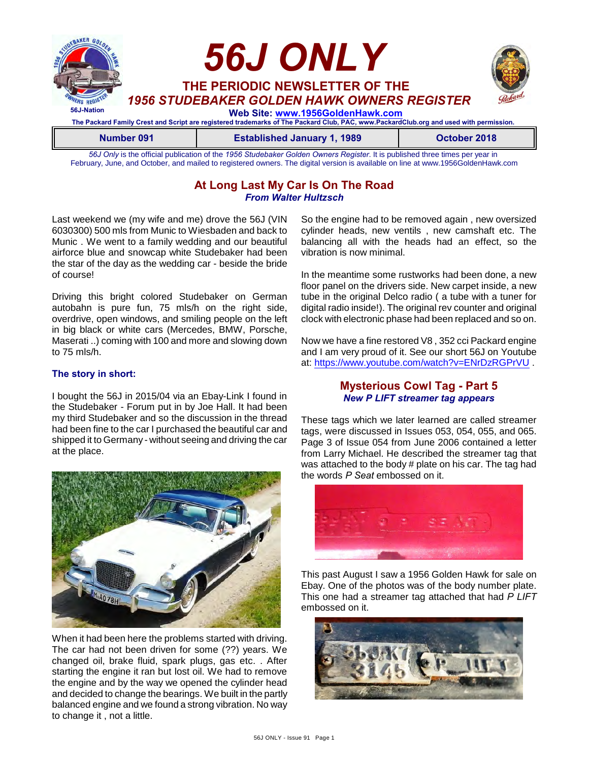# 56J ONLY

## THE PERIODIC NEWSLETTER OF THE *1956 STUDEBAKER GOLDEN HAWK OWNERS REGISTER*

56J-Nation

**Web Site: www.1956GoldenHawk.com**

**The Packard Family Crest and Script are registered trademarks of The Packard Club, PAC, www.PackardClub.org and used with permission.**

| Number 091 | Established January 1, 1989 | October 2018 |
|---|---|---|

*56J Only* is the official publication of the *1956 Studebaker Golden Owners Register*. It is published three times per year in February, June, and October, and mailed to registered owners. The digital version is available on line at www.1956GoldenHawk.com

## At Long Last My Car Is On The Road

***From Walter Hultzsch***

Last weekend we (my wife and me) drove the 56J (VIN 6030300) 500 mls from Munic to Wiesbaden and back to Munic . We went to a family wedding and our beautiful airforce blue and snowcap white Studebaker had been the star of the day as the wedding car - beside the bride of course!

Driving this bright colored Studebaker on German autobahn is pure fun, 75 mls/h on the right side, overdrive, open windows, and smiling people on the left in big black or white cars (Mercedes, BMW, Porsche, Maserati ..) coming with 100 and more and slowing down to 75 mls/h.

### The story in short:

I bought the 56J in 2015/04 via an Ebay-Link I found in the Studebaker - Forum put in by Joe Hall. It had been my third Studebaker and so the discussion in the thread had been fine to the car I purchased the beautiful car and shipped it to Germany - without seeing and driving the car at the place.

When it had been here the problems started with driving. The car had not been driven for some (??) years. We changed oil, brake fluid, spark plugs, gas etc. . After starting the engine it ran but lost oil. We had to remove the engine and by the way we opened the cylinder head and decided to change the bearings. We built in the partly balanced engine and we found a strong vibration. No way to change it , not a little.

So the engine had to be removed again , new oversized cylinder heads, new ventils , new camshaft etc. The balancing all with the heads had an effect, so the vibration is now minimal.

In the meantime some rustworks had been done, a new floor panel on the drivers side. New carpet inside, a new tube in the original Delco radio ( a tube with a tuner for digital radio inside!). The original rev counter and original clock with electronic phase had been replaced and so on.

Now we have a fine restored V8 , 352 cci Packard engine and I am very proud of it. See our short 56J on Youtube at: https://www.youtube.com/watch?v=ENrDzRGPrVU .

## Mysterious Cowl Tag - Part 5

***New P LIFT streamer tag appears***

These tags which we later learned are called streamer tags, were discussed in Issues 053, 054, 055, and 065. Page 3 of Issue 054 from June 2006 contained a letter from Larry Michael. He described the streamer tag that was attached to the body # plate on his car. The tag had the words *P Seat* embossed on it.

This past August I saw a 1956 Golden Hawk for sale on Ebay. One of the photos was of the body number plate. This one had a streamer tag attached that had *P LIFT* embossed on it.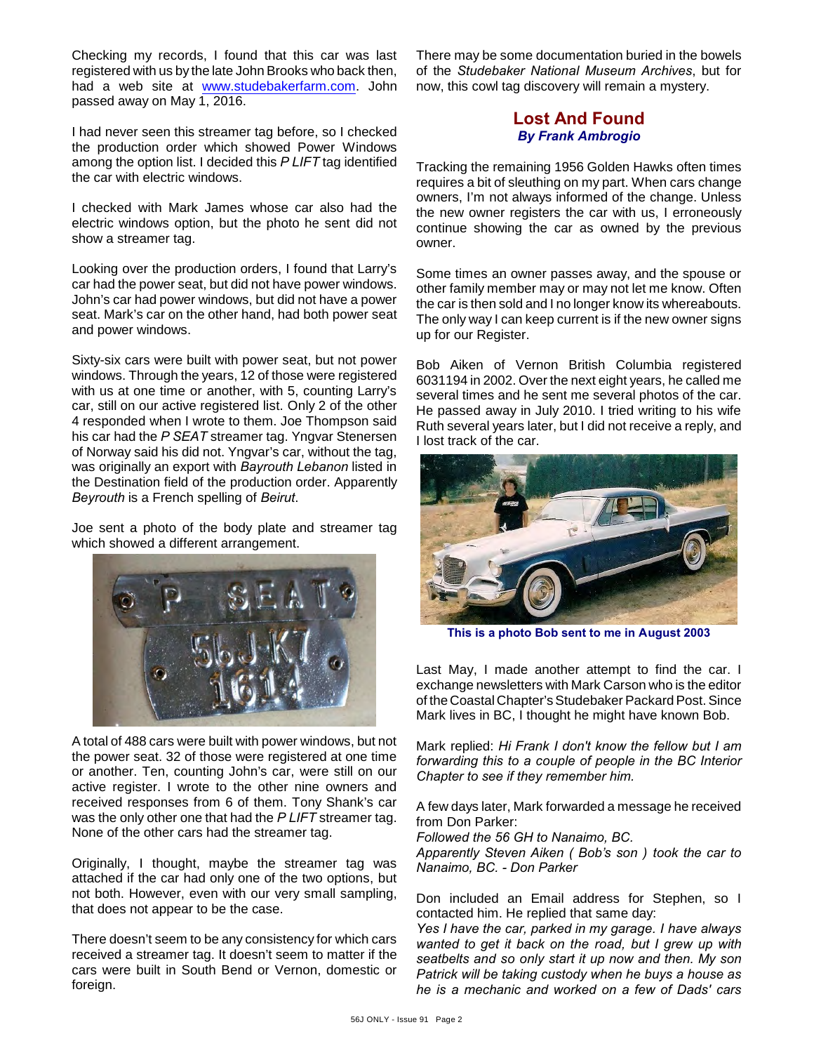Checking my records, I found that this car was last registered with us by the late John Brooks who back then, had a web site at www.studebakerfarm.com. John passed away on May 1, 2016.

I had never seen this streamer tag before, so I checked the production order which showed Power Windows among the option list. I decided this *P LIFT* tag identified the car with electric windows.

I checked with Mark James whose car also had the electric windows option, but the photo he sent did not show a streamer tag.

Looking over the production orders, I found that Larry's car had the power seat, but did not have power windows. John's car had power windows, but did not have a power seat. Mark's car on the other hand, had both power seat and power windows.

Sixty-six cars were built with power seat, but not power windows. Through the years, 12 of those were registered with us at one time or another, with 5, counting Larry's car, still on our active registered list. Only 2 of the other 4 responded when I wrote to them. Joe Thompson said his car had the *P SEAT* streamer tag. Yngvar Stenersen of Norway said his did not. Yngvar's car, without the tag, was originally an export with *Bayrouth Lebanon* listed in the Destination field of the production order. Apparently *Beyrouth* is a French spelling of *Beirut*.

Joe sent a photo of the body plate and streamer tag which showed a different arrangement.

A total of 488 cars were built with power windows, but not the power seat. 32 of those were registered at one time or another. Ten, counting John's car, were still on our active register. I wrote to the other nine owners and received responses from 6 of them. Tony Shank's car was the only other one that had the *P LIFT* streamer tag. None of the other cars had the streamer tag.

Originally, I thought, maybe the streamer tag was attached if the car had only one of the two options, but not both. However, even with our very small sampling, that does not appear to be the case.

There doesn't seem to be any consistency for which cars received a streamer tag. It doesn't seem to matter if the cars were built in South Bend or Vernon, domestic or foreign.

There may be some documentation buried in the bowels of the *Studebaker National Museum Archives*, but for now, this cowl tag discovery will remain a mystery.

## Lost And Found

***By Frank Ambrogio***

Tracking the remaining 1956 Golden Hawks often times requires a bit of sleuthing on my part. When cars change owners, I'm not always informed of the change. Unless the new owner registers the car with us, I erroneously continue showing the car as owned by the previous owner.

Some times an owner passes away, and the spouse or other family member may or may not let me know. Often the car is then sold and I no longer know its whereabouts. The only way I can keep current is if the new owner signs up for our Register.

Bob Aiken of Vernon British Columbia registered 6031194 in 2002. Over the next eight years, he called me several times and he sent me several photos of the car. He passed away in July 2010. I tried writing to his wife Ruth several years later, but I did not receive a reply, and I lost track of the car.

**This is a photo Bob sent to me in August 2003**

Last May, I made another attempt to find the car. I exchange newsletters with Mark Carson who is the editor of the Coastal Chapter's Studebaker Packard Post. Since Mark lives in BC, I thought he might have known Bob.

Mark replied: *Hi Frank I don't know the fellow but I am forwarding this to a couple of people in the BC Interior Chapter to see if they remember him.*

A few days later, Mark forwarded a message he received from Don Parker:
*Followed the 56 GH to Nanaimo, BC.*
*Apparently Steven Aiken ( Bob's son ) took the car to Nanaimo, BC. - Don Parker*

Don included an Email address for Stephen, so I contacted him. He replied that same day:
*Yes I have the car, parked in my garage. I have always wanted to get it back on the road, but I grew up with seatbelts and so only start it up now and then. My son Patrick will be taking custody when he buys a house as he is a mechanic and worked on a few of Dads' cars*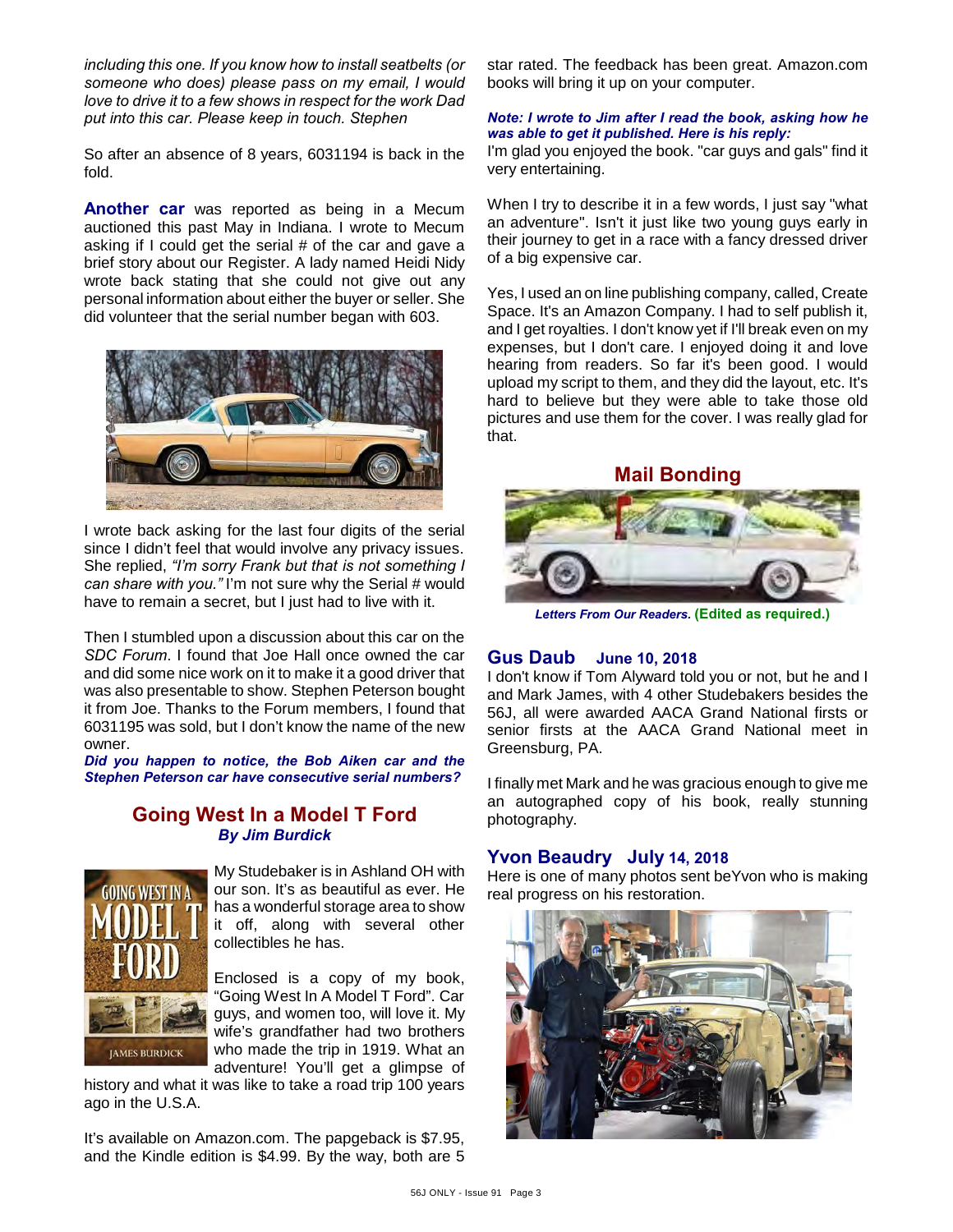*including this one. If you know how to install seatbelts (or someone who does) please pass on my email, I would love to drive it to a few shows in respect for the work Dad put into this car. Please keep in touch. Stephen*

So after an absence of 8 years, 6031194 is back in the fold.

**Another car** was reported as being in a Mecum auctioned this past May in Indiana. I wrote to Mecum asking if I could get the serial # of the car and gave a brief story about our Register. A lady named Heidi Nidy wrote back stating that she could not give out any personal information about either the buyer or seller. She did volunteer that the serial number began with 603.

I wrote back asking for the last four digits of the serial since I didn't feel that would involve any privacy issues. She replied, *"I'm sorry Frank but that is not something I can share with you."* I'm not sure why the Serial # would have to remain a secret, but I just had to live with it.

Then I stumbled upon a discussion about this car on the *SDC Forum*. I found that Joe Hall once owned the car and did some nice work on it to make it a good driver that was also presentable to show. Stephen Peterson bought it from Joe. Thanks to the Forum members, I found that 6031195 was sold, but I don't know the name of the new owner.

***Did you happen to notice, the Bob Aiken car and the Stephen Peterson car have consecutive serial numbers?***

## Going West In a Model T Ford

***By Jim Burdick***

My Studebaker is in Ashland OH with our son. It's as beautiful as ever. He has a wonderful storage area to show it off, along with several other collectibles he has.

Enclosed is a copy of my book, "Going West In A Model T Ford". Car guys, and women too, will love it. My wife's grandfather had two brothers who made the trip in 1919. What an adventure! You'll get a glimpse of history and what it was like to take a road trip 100 years ago in the U.S.A.

It's available on Amazon.com. The paggeback is $7.95, and the Kindle edition is $4.99. By the way, both are 5 star rated. The feedback has been great. Amazon.com books will bring it up on your computer.

***Note: I wrote to Jim after I read the book, asking how he was able to get it published. Here is his reply:***

I'm glad you enjoyed the book. "car guys and gals" find it very entertaining.

When I try to describe it in a few words, I just say "what an adventure". Isn't it just like two young guys early in their journey to get in a race with a fancy dressed driver of a big expensive car.

Yes, I used an on line publishing company, called, Create Space. It's an Amazon Company. I had to self publish it, and I get royalties. I don't know yet if I'll break even on my expenses, but I don't care. I enjoyed doing it and love hearing from readers. So far it's been good. I would upload my script to them, and they did the layout, etc. It's hard to believe but they were able to take those old pictures and use them for the cover. I was really glad for that.

## Mail Bonding

***Letters From Our Readers.*** **(Edited as required.)**

### Gus Daub June 10, 2018

I don't know if Tom Alyward told you or not, but he and I and Mark James, with 4 other Studebakers besides the 56J, all were awarded AACA Grand National firsts or senior firsts at the AACA Grand National meet in Greensburg, PA.

I finally met Mark and he was gracious enough to give me an autographed copy of his book, really stunning photography.

### Yvon Beaudry July 14, 2018

Here is one of many photos sent beYvon who is making real progress on his restoration.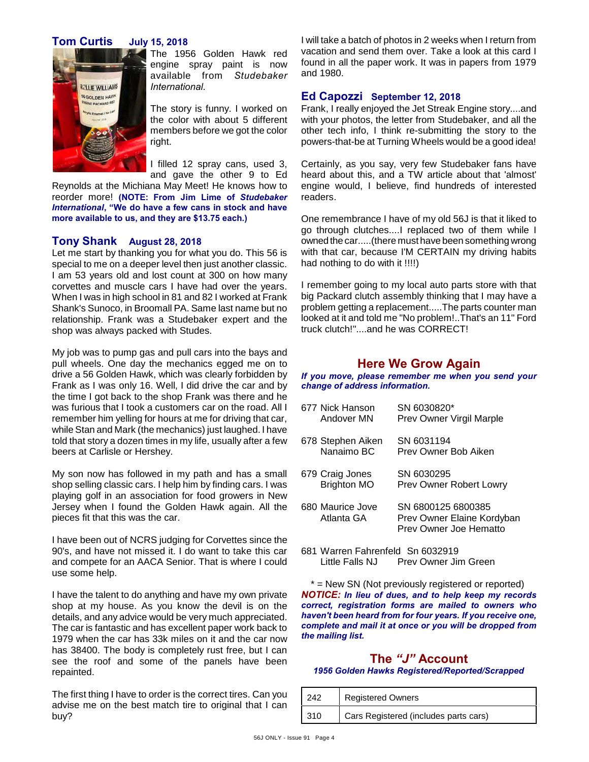## Tom Curtis July 15, 2018

The 1956 Golden Hawk red engine spray paint is now available from *Studebaker International*.

The story is funny. I worked on the color with about 5 different members before we got the color right.

I filled 12 spray cans, used 3, and gave the other 9 to Ed Reynolds at the Michiana May Meet! He knows how to reorder more! **(NOTE: From Jim Lime of *Studebaker International*, "We do have a few cans in stock and have more available to us, and they are $13.75 each.)**

## Tony Shank August 28, 2018

Let me start by thanking you for what you do. This 56 is special to me on a deeper level then just another classic. I am 53 years old and lost count at 300 on how many corvettes and muscle cars I have had over the years. When I was in high school in 81 and 82 I worked at Frank Shank's Sunoco, in Broomall PA. Same last name but no relationship. Frank was a Studebaker expert and the shop was always packed with Studes.

My job was to pump gas and pull cars into the bays and pull wheels. One day the mechanics egged me on to drive a 56 Golden Hawk, which was clearly forbidden by Frank as I was only 16. Well, I did drive the car and by the time I got back to the shop Frank was there and he was furious that I took a customers car on the road. All I remember him yelling for hours at me for driving that car, while Stan and Mark (the mechanics) just laughed. I have told that story a dozen times in my life, usually after a few beers at Carlisle or Hershey.

My son now has followed in my path and has a small shop selling classic cars. I help him by finding cars. I was playing golf in an association for food growers in New Jersey when I found the Golden Hawk again. All the pieces fit that this was the car.

I have been out of NCRS judging for Corvettes since the 90's, and have not missed it. I do want to take this car and compete for an AACA Senior. That is where I could use some help.

I have the talent to do anything and have my own private shop at my house. As you know the devil is on the details, and any advice would be very much appreciated. The car is fantastic and has excellent paper work back to 1979 when the car has 33k miles on it and the car now has 38400. The body is completely rust free, but I can see the roof and some of the panels have been repainted.

The first thing I have to order is the correct tires. Can you advise me on the best match tire to original that I can buy?

I will take a batch of photos in 2 weeks when I return from vacation and send them over. Take a look at this card I found in all the paper work. It was in papers from 1979 and 1980.

## Ed Capozzi September 12, 2018

Frank, I really enjoyed the Jet Streak Engine story....and with your photos, the letter from Studebaker, and all the other tech info, I think re-submitting the story to the powers-that-be at Turning Wheels would be a good idea!

Certainly, as you say, very few Studebaker fans have heard about this, and a TW article about that 'almost' engine would, I believe, find hundreds of interested readers.

One remembrance I have of my old 56J is that it liked to go through clutches....I replaced two of them while I owned the car.....(there must have been something wrong with that car, because I'M CERTAIN my driving habits had nothing to do with it !!!!)

I remember going to my local auto parts store with that big Packard clutch assembly thinking that I may have a problem getting a replacement.....The parts counter man looked at it and told me "No problem!..That's an 11" Ford truck clutch!"....and he was CORRECT!

## Here We Grow Again

***If you move, please remember me when you send your change of address information.***

677 Nick Hanson, Andover MN — SN 6030820*, Prev Owner Virgil Marple

678 Stephen Aiken, Nanaimo BC — SN 6031194, Prev Owner Bob Aiken

679 Craig Jones, Brighton MO — SN 6030295, Prev Owner Robert Lowry

680 Maurice Jove, Atlanta GA — SN 6800125 6800385, Prev Owner Elaine Kordyban, Prev Owner Joe Hematto

681 Warren Fahrenfeld, Little Falls NJ — Sn 6032919, Prev Owner Jim Green

\* = New SN (Not previously registered or reported)

***NOTICE: In lieu of dues, and to help keep my records correct, registration forms are mailed to owners who haven't been heard from for four years. If you receive one, complete and mail it at once or you will be dropped from the mailing list.***

## The *"J"* Account

***1956 Golden Hawks Registered/Reported/Scrapped***

| | |
|---|---|
| 242 | Registered Owners |
| 310 | Cars Registered (includes parts cars) |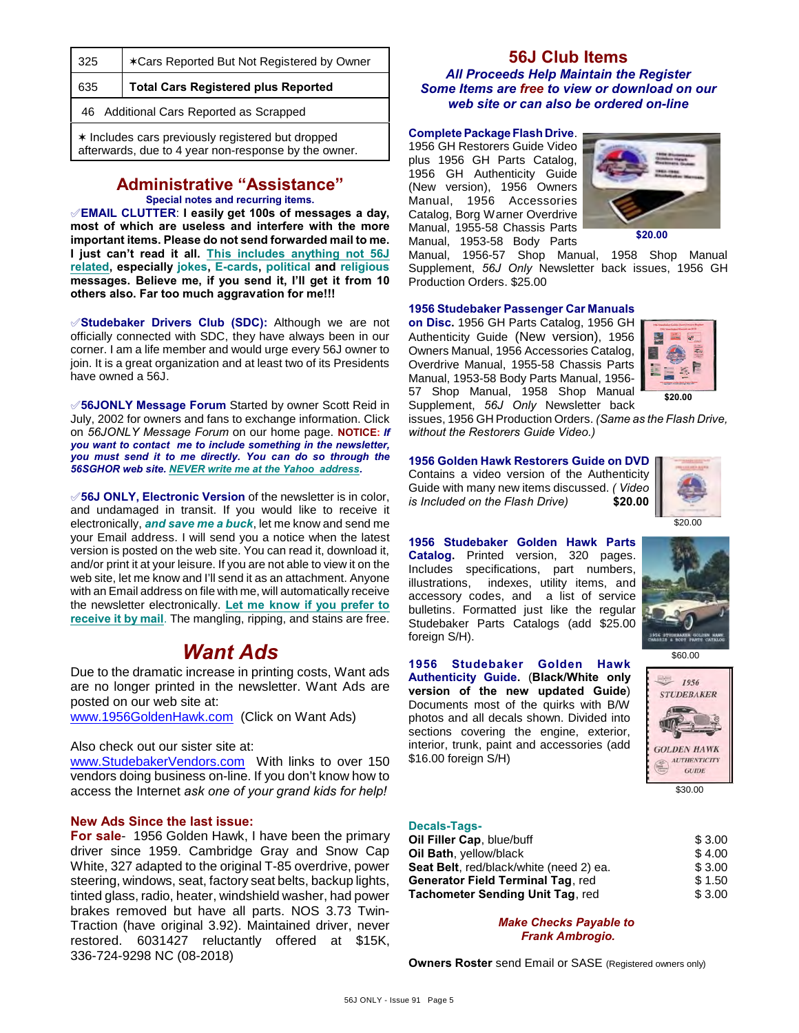| | |
|---|---|
| 325 | ✶Cars Reported But Not Registered by Owner |
| 635 | **Total Cars Registered plus Reported** |
| 46 Additional Cars Reported as Scrapped | |
| ✶ Includes cars previously registered but dropped afterwards, due to 4 year non-response by the owner. | |

## Administrative "Assistance"

**Special notes and recurring items.**

✐**EMAIL CLUTTER**: **I easily get 100s of messages a day, most of which are useless and interfere with the more important items. Please do not send forwarded mail to me. I just can't read it all. This includes anything not 56J related, especially jokes, E-cards, political and religious messages. Believe me, if you send it, I'll get it from 10 others also. Far too much aggravation for me!!!**

✐**Studebaker Drivers Club (SDC):** Although we are not officially connected with SDC, they have always been in our corner. I am a life member and would urge every 56J owner to join. It is a great organization and at least two of its Presidents have owned a 56J.

✐**56JONLY Message Forum** Started by owner Scott Reid in July, 2002 for owners and fans to exchange information. Click on *56JONLY Message Forum* on our home page. **NOTICE:** ***If you want to contact me to include something in the newsletter, you must send it to me directly. You can do so through the 56SGHOR web site. NEVER write me at the Yahoo address.***

✐**56J ONLY, Electronic Version** of the newsletter is in color, and undamaged in transit. If you would like to receive it electronically, ***and save me a buck***, let me know and send me your Email address. I will send you a notice when the latest version is posted on the web site. You can read it, download it, and/or print it at your leisure. If you are not able to view it on the web site, let me know and I'll send it as an attachment. Anyone with an Email address on file with me, will automatically receive the newsletter electronically. **Let me know if you prefer to receive it by mail**. The mangling, ripping, and stains are free.

## *Want Ads*

Due to the dramatic increase in printing costs, Want ads are no longer printed in the newsletter. Want Ads are posted on our web site at:
www.1956GoldenHawk.com (Click on Want Ads)

Also check out our sister site at:
www.StudebakerVendors.com With links to over 150 vendors doing business on-line. If you don't know how to access the Internet *ask one of your grand kids for help!*

**New Ads Since the last issue:**

**For sale**- 1956 Golden Hawk, I have been the primary driver since 1959. Cambridge Gray and Snow Cap White, 327 adapted to the original T-85 overdrive, power steering, windows, seat, factory seat belts, backup lights, tinted glass, radio, heater, windshield washer, had power brakes removed but have all parts. NOS 3.73 Twin-Traction (have original 3.92). Maintained driver, never restored. 6031427 reluctantly offered at $15K, 336-724-9298 NC (08-2018)

## 56J Club Items

***All Proceeds Help Maintain the Register***
***Some Items are free to view or download on our web site or can also be ordered on-line***

**Complete Package Flash Drive**. 1956 GH Restorers Guide Video plus 1956 GH Parts Catalog, 1956 GH Authenticity Guide (New version), 1956 Owners Manual, 1956 Accessories Catalog, Borg Warner Overdrive Manual, 1955-58 Chassis Parts Manual, 1953-58 Body Parts Manual, 1956-57 Shop Manual, 1958 Shop Manual Supplement, *56J Only* Newsletter back issues, 1956 GH Production Orders. $25.00

**$20.00**

**1956 Studebaker Passenger Car Manuals on Disc.** 1956 GH Parts Catalog, 1956 GH Authenticity Guide (New version), 1956 Owners Manual, 1956 Accessories Catalog, Overdrive Manual, 1955-58 Chassis Parts Manual, 1953-58 Body Parts Manual, 1956-57 Shop Manual, 1958 Shop Manual Supplement, *56J Only* Newsletter back issues, 1956 GH Production Orders. *(Same as the Flash Drive, without the Restorers Guide Video.)*

**$20.00**

**1956 Golden Hawk Restorers Guide on DVD** Contains a video version of the Authenticity Guide with many new items discussed. *( Video is Included on the Flash Drive)* **$20.00**

$20.00

**1956 Studebaker Golden Hawk Parts Catalog.** Printed version, 320 pages. Includes specifications, part numbers, illustrations, indexes, utility items, and accessory codes, and a list of service bulletins. Formatted just like the regular Studebaker Parts Catalogs (add $25.00 foreign S/H).

$60.00

**1956 Studebaker Golden Hawk Authenticity Guide.** (**Black/White only version of the new updated Guide**) Documents most of the quirks with B/W photos and all decals shown. Divided into sections covering the engine, exterior, interior, trunk, paint and accessories (add $16.00 foreign S/H)

$30.00

**Decals-Tags-**

| | |
|---|---|
| **Oil Filler Cap**, blue/buff | $ 3.00 |
| **Oil Bath**, yellow/black | $ 4.00 |
| **Seat Belt**, red/black/white (need 2) ea. | $ 3.00 |
| **Generator Field Terminal Tag**, red | $ 1.50 |
| **Tachometer Sending Unit Tag**, red | $ 3.00 |

***Make Checks Payable to Frank Ambrogio.***

**Owners Roster** send Email or SASE (Registered owners only)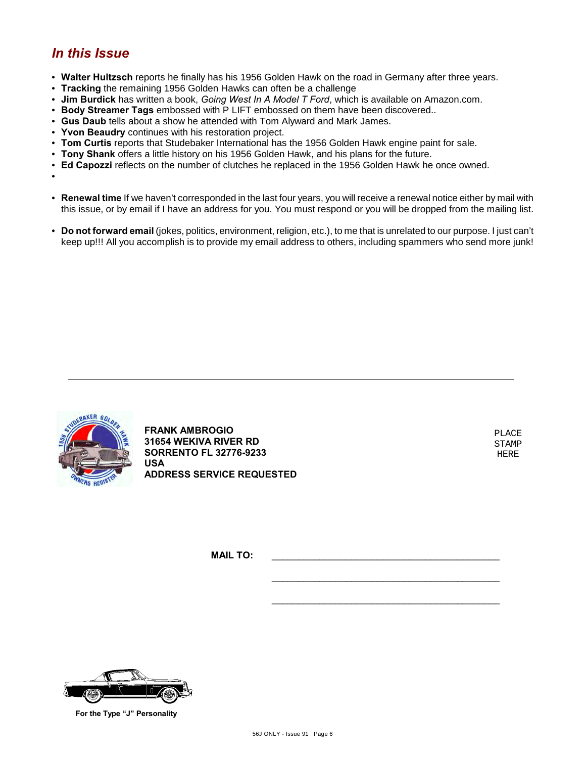## *In this Issue*

- **Walter Hultzsch** reports he finally has his 1956 Golden Hawk on the road in Germany after three years.
- **Tracking** the remaining 1956 Golden Hawks can often be a challenge
- **Jim Burdick** has written a book, *Going West In A Model T Ford*, which is available on Amazon.com.
- **Body Streamer Tags** embossed with P LIFT embossed on them have been discovered..
- **Gus Daub** tells about a show he attended with Tom Alyward and Mark James.
- **Yvon Beaudry** continues with his restoration project.
- **Tom Curtis** reports that Studebaker International has the 1956 Golden Hawk engine paint for sale.
- **Tony Shank** offers a little history on his 1956 Golden Hawk, and his plans for the future.
- **Ed Capozzi** reflects on the number of clutches he replaced in the 1956 Golden Hawk he once owned.
- 

- **Renewal time** If we haven't corresponded in the last four years, you will receive a renewal notice either by mail with this issue, or by email if I have an address for you. You must respond or you will be dropped from the mailing list.

- **Do not forward email** (jokes, politics, environment, religion, etc.), to me that is unrelated to our purpose. I just can't keep up!!! All you accomplish is to provide my email address to others, including spammers who send more junk!

---

**FRANK AMBROGIO**
**31654 WEKIVA RIVER RD**
**SORRENTO FL 32776-9233**
**USA**
**ADDRESS SERVICE REQUESTED**

PLACE
STAMP
HERE

**MAIL TO:** ____________________________________________

____________________________________________

____________________________________________

**For the Type "J" Personality**